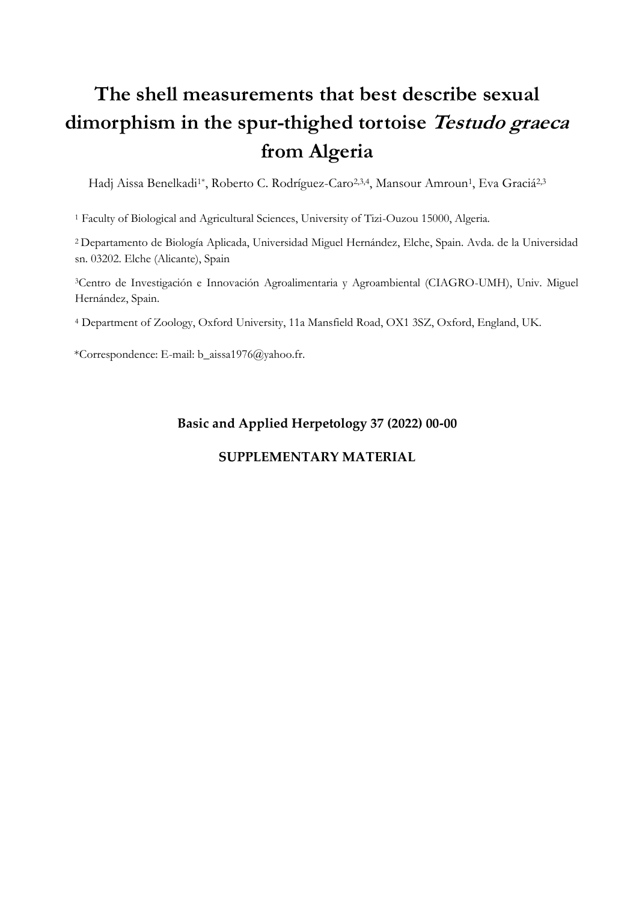# The shell measurements that best describe sexual dimorphism in the spur-thighed tortoise *Testudo graeca* from Algeria

Hadj Aissa Benelkadi[1*], Roberto C. Rodríguez-Caro[2,3,4], Mansour Amroun[1], Eva Graciá[2,3]

[1] Faculty of Biological and Agricultural Sciences, University of Tizi-Ouzou 15000, Algeria.

[2] Departamento de Biología Aplicada, Universidad Miguel Hernández, Elche, Spain. Avda. de la Universidad sn. 03202. Elche (Alicante), Spain

[3] Centro de Investigación e Innovación Agroalimentaria y Agroambiental (CIAGRO-UMH), Univ. Miguel Hernández, Spain.

[4] Department of Zoology, Oxford University, 11a Mansfield Road, OX1 3SZ, Oxford, England, UK.

*Correspondence: E-mail: b_aissa1976@yahoo.fr.

**Basic and Applied Herpetology 37 (2022) 00-00**

**SUPPLEMENTARY MATERIAL**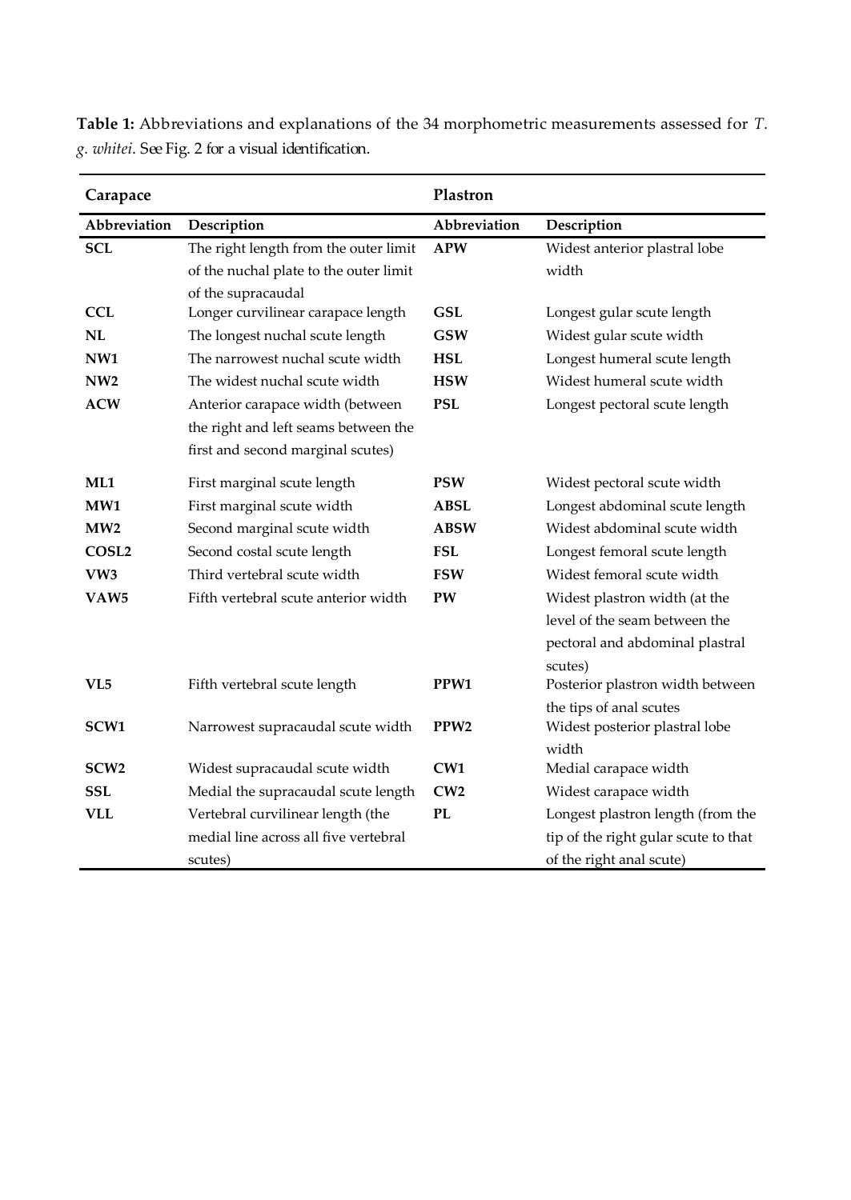**Table 1:** Abbreviations and explanations of the 34 morphometric measurements assessed for *T. g. whitei*. See Fig. 2 for a visual identification.

| Carapace | | Plastron | |
|---|---|---|---|
| **Abbreviation** | **Description** | **Abbreviation** | **Description** |
| **SCL** | The right length from the outer limit of the nuchal plate to the outer limit of the supracaudal | **APW** | Widest anterior plastral lobe width |
| **CCL** | Longer curvilinear carapace length | **GSL** | Longest gular scute length |
| **NL** | The longest nuchal scute length | **GSW** | Widest gular scute width |
| **NW1** | The narrowest nuchal scute width | **HSL** | Longest humeral scute length |
| **NW2** | The widest nuchal scute width | **HSW** | Widest humeral scute width |
| **ACW** | Anterior carapace width (between the right and left seams between the first and second marginal scutes) | **PSL** | Longest pectoral scute length |
| **ML1** | First marginal scute length | **PSW** | Widest pectoral scute width |
| **MW1** | First marginal scute width | **ABSL** | Longest abdominal scute length |
| **MW2** | Second marginal scute width | **ABSW** | Widest abdominal scute width |
| **COSL2** | Second costal scute length | **FSL** | Longest femoral scute length |
| **VW3** | Third vertebral scute width | **FSW** | Widest femoral scute width |
| **VAW5** | Fifth vertebral scute anterior width | **PW** | Widest plastron width (at the level of the seam between the pectoral and abdominal plastral scutes) |
| **VL5** | Fifth vertebral scute length | **PPW1** | Posterior plastron width between the tips of anal scutes |
| **SCW1** | Narrowest supracaudal scute width | **PPW2** | Widest posterior plastral lobe width |
| **SCW2** | Widest supracaudal scute width | **CW1** | Medial carapace width |
| **SSL** | Medial the supracaudal scute length | **CW2** | Widest carapace width |
| **VLL** | Vertebral curvilinear length (the medial line across all five vertebral scutes) | **PL** | Longest plastron length (from the tip of the right gular scute to that of the right anal scute) |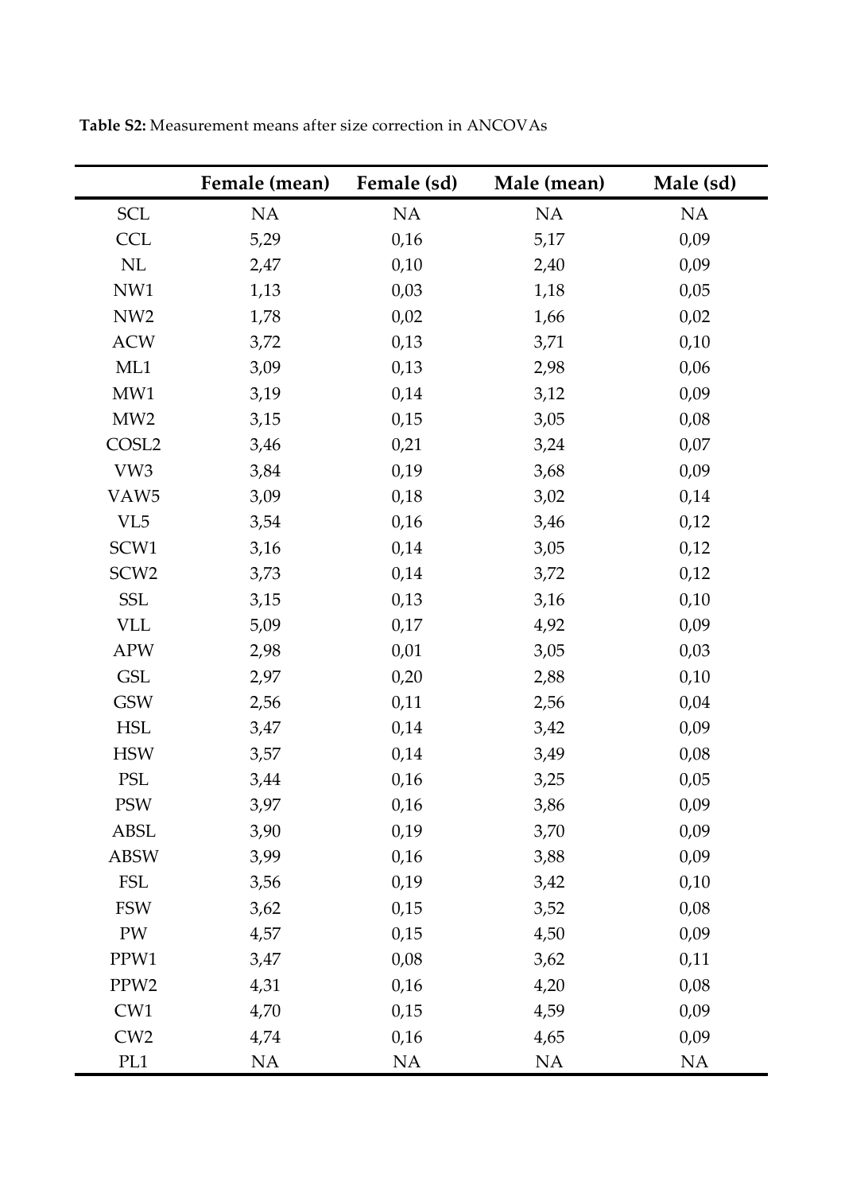**Table S2:** Measurement means after size correction in ANCOVAs

| | Female (mean) | Female (sd) | Male (mean) | Male (sd) |
|---|---|---|---|---|
| SCL | NA | NA | NA | NA |
| CCL | 5,29 | 0,16 | 5,17 | 0,09 |
| NL | 2,47 | 0,10 | 2,40 | 0,09 |
| NW1 | 1,13 | 0,03 | 1,18 | 0,05 |
| NW2 | 1,78 | 0,02 | 1,66 | 0,02 |
| ACW | 3,72 | 0,13 | 3,71 | 0,10 |
| ML1 | 3,09 | 0,13 | 2,98 | 0,06 |
| MW1 | 3,19 | 0,14 | 3,12 | 0,09 |
| MW2 | 3,15 | 0,15 | 3,05 | 0,08 |
| COSL2 | 3,46 | 0,21 | 3,24 | 0,07 |
| VW3 | 3,84 | 0,19 | 3,68 | 0,09 |
| VAW5 | 3,09 | 0,18 | 3,02 | 0,14 |
| VL5 | 3,54 | 0,16 | 3,46 | 0,12 |
| SCW1 | 3,16 | 0,14 | 3,05 | 0,12 |
| SCW2 | 3,73 | 0,14 | 3,72 | 0,12 |
| SSL | 3,15 | 0,13 | 3,16 | 0,10 |
| VLL | 5,09 | 0,17 | 4,92 | 0,09 |
| APW | 2,98 | 0,01 | 3,05 | 0,03 |
| GSL | 2,97 | 0,20 | 2,88 | 0,10 |
| GSW | 2,56 | 0,11 | 2,56 | 0,04 |
| HSL | 3,47 | 0,14 | 3,42 | 0,09 |
| HSW | 3,57 | 0,14 | 3,49 | 0,08 |
| PSL | 3,44 | 0,16 | 3,25 | 0,05 |
| PSW | 3,97 | 0,16 | 3,86 | 0,09 |
| ABSL | 3,90 | 0,19 | 3,70 | 0,09 |
| ABSW | 3,99 | 0,16 | 3,88 | 0,09 |
| FSL | 3,56 | 0,19 | 3,42 | 0,10 |
| FSW | 3,62 | 0,15 | 3,52 | 0,08 |
| PW | 4,57 | 0,15 | 4,50 | 0,09 |
| PPW1 | 3,47 | 0,08 | 3,62 | 0,11 |
| PPW2 | 4,31 | 0,16 | 4,20 | 0,08 |
| CW1 | 4,70 | 0,15 | 4,59 | 0,09 |
| CW2 | 4,74 | 0,16 | 4,65 | 0,09 |
| PL1 | NA | NA | NA | NA |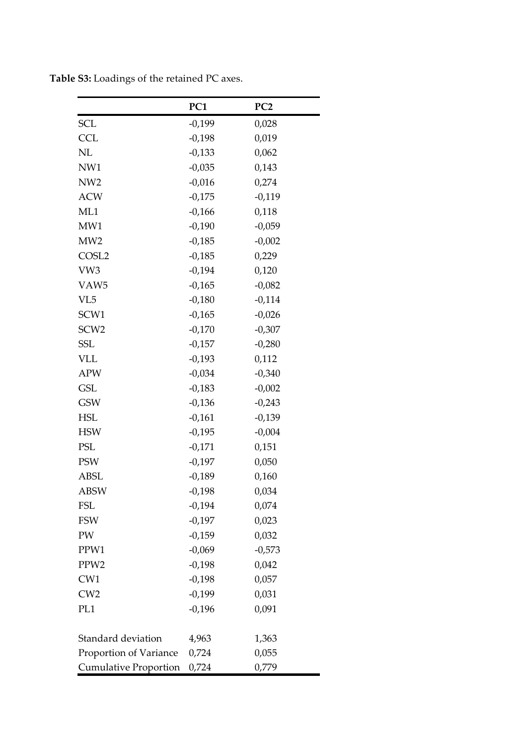**Table S3:** Loadings of the retained PC axes.

| | PC1 | PC2 |
|---|---|---|
| SCL | -0,199 | 0,028 |
| CCL | -0,198 | 0,019 |
| NL | -0,133 | 0,062 |
| NW1 | -0,035 | 0,143 |
| NW2 | -0,016 | 0,274 |
| ACW | -0,175 | -0,119 |
| ML1 | -0,166 | 0,118 |
| MW1 | -0,190 | -0,059 |
| MW2 | -0,185 | -0,002 |
| COSL2 | -0,185 | 0,229 |
| VW3 | -0,194 | 0,120 |
| VAW5 | -0,165 | -0,082 |
| VL5 | -0,180 | -0,114 |
| SCW1 | -0,165 | -0,026 |
| SCW2 | -0,170 | -0,307 |
| SSL | -0,157 | -0,280 |
| VLL | -0,193 | 0,112 |
| APW | -0,034 | -0,340 |
| GSL | -0,183 | -0,002 |
| GSW | -0,136 | -0,243 |
| HSL | -0,161 | -0,139 |
| HSW | -0,195 | -0,004 |
| PSL | -0,171 | 0,151 |
| PSW | -0,197 | 0,050 |
| ABSL | -0,189 | 0,160 |
| ABSW | -0,198 | 0,034 |
| FSL | -0,194 | 0,074 |
| FSW | -0,197 | 0,023 |
| PW | -0,159 | 0,032 |
| PPW1 | -0,069 | -0,573 |
| PPW2 | -0,198 | 0,042 |
| CW1 | -0,198 | 0,057 |
| CW2 | -0,199 | 0,031 |
| PL1 | -0,196 | 0,091 |
| | | |
| Standard deviation | 4,963 | 1,363 |
| Proportion of Variance | 0,724 | 0,055 |
| Cumulative Proportion | 0,724 | 0,779 |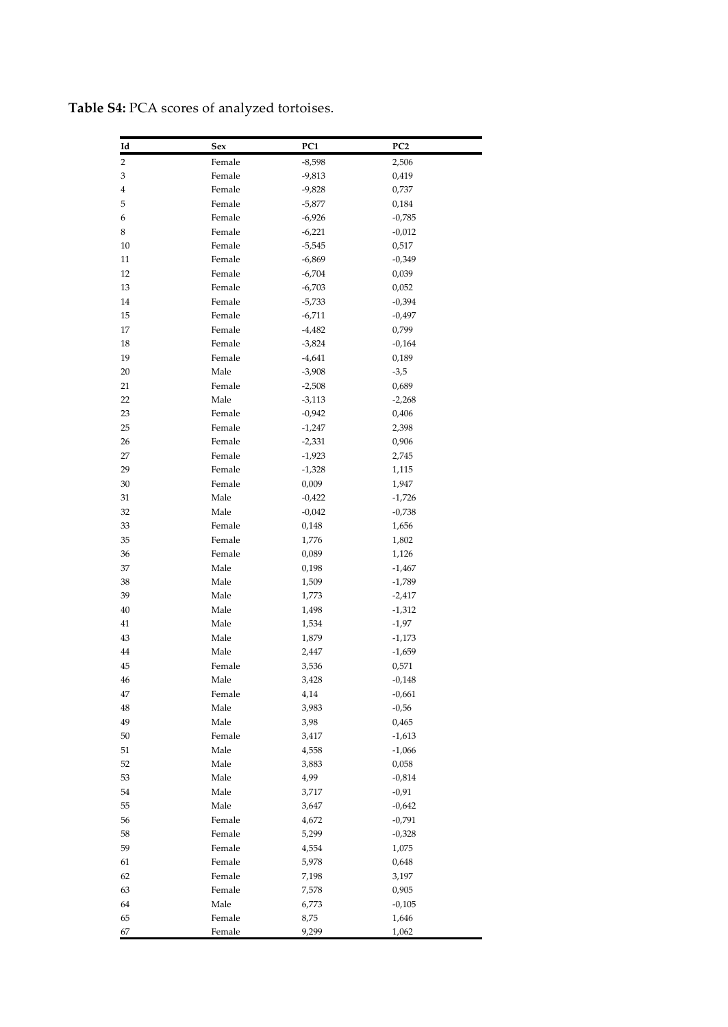**Table S4:** PCA scores of analyzed tortoises.

| Id | Sex | PC1 | PC2 |
|---|---|---|---|
| 2 | Female | -8,598 | 2,506 |
| 3 | Female | -9,813 | 0,419 |
| 4 | Female | -9,828 | 0,737 |
| 5 | Female | -5,877 | 0,184 |
| 6 | Female | -6,926 | -0,785 |
| 8 | Female | -6,221 | -0,012 |
| 10 | Female | -5,545 | 0,517 |
| 11 | Female | -6,869 | -0,349 |
| 12 | Female | -6,704 | 0,039 |
| 13 | Female | -6,703 | 0,052 |
| 14 | Female | -5,733 | -0,394 |
| 15 | Female | -6,711 | -0,497 |
| 17 | Female | -4,482 | 0,799 |
| 18 | Female | -3,824 | -0,164 |
| 19 | Female | -4,641 | 0,189 |
| 20 | Male | -3,908 | -3,5 |
| 21 | Female | -2,508 | 0,689 |
| 22 | Male | -3,113 | -2,268 |
| 23 | Female | -0,942 | 0,406 |
| 25 | Female | -1,247 | 2,398 |
| 26 | Female | -2,331 | 0,906 |
| 27 | Female | -1,923 | 2,745 |
| 29 | Female | -1,328 | 1,115 |
| 30 | Female | 0,009 | 1,947 |
| 31 | Male | -0,422 | -1,726 |
| 32 | Male | -0,042 | -0,738 |
| 33 | Female | 0,148 | 1,656 |
| 35 | Female | 1,776 | 1,802 |
| 36 | Female | 0,089 | 1,126 |
| 37 | Male | 0,198 | -1,467 |
| 38 | Male | 1,509 | -1,789 |
| 39 | Male | 1,773 | -2,417 |
| 40 | Male | 1,498 | -1,312 |
| 41 | Male | 1,534 | -1,97 |
| 43 | Male | 1,879 | -1,173 |
| 44 | Male | 2,447 | -1,659 |
| 45 | Female | 3,536 | 0,571 |
| 46 | Male | 3,428 | -0,148 |
| 47 | Female | 4,14 | -0,661 |
| 48 | Male | 3,983 | -0,56 |
| 49 | Male | 3,98 | 0,465 |
| 50 | Female | 3,417 | -1,613 |
| 51 | Male | 4,558 | -1,066 |
| 52 | Male | 3,883 | 0,058 |
| 53 | Male | 4,99 | -0,814 |
| 54 | Male | 3,717 | -0,91 |
| 55 | Male | 3,647 | -0,642 |
| 56 | Female | 4,672 | -0,791 |
| 58 | Female | 5,299 | -0,328 |
| 59 | Female | 4,554 | 1,075 |
| 61 | Female | 5,978 | 0,648 |
| 62 | Female | 7,198 | 3,197 |
| 63 | Female | 7,578 | 0,905 |
| 64 | Male | 6,773 | -0,105 |
| 65 | Female | 8,75 | 1,646 |
| 67 | Female | 9,299 | 1,062 |